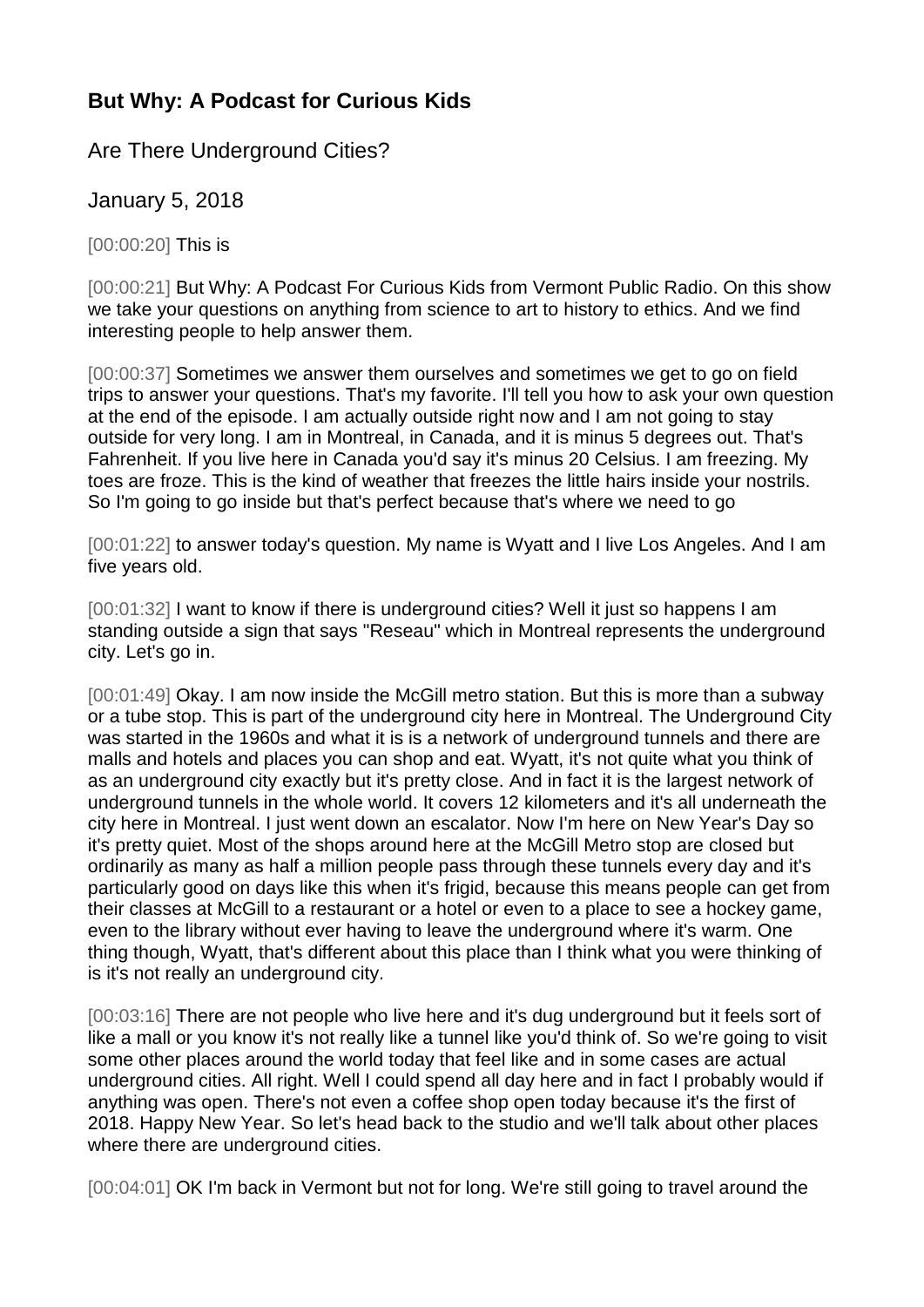## But Why: A Podcast for Curious Kids

Are There Underground Cities?

January 5, 2018

[00:00:20] This is

[00:00:21] But Why: A Podcast For Curious Kids from Vermont Public Radio. On this show we take your questions on anything from science to art to history to ethics. And we find interesting people to help answer them.

[00:00:37] Sometimes we answer them ourselves and sometimes we get to go on field trips to answer your questions. That's my favorite. I'll tell you how to ask your own question at the end of the episode. I am actually outside right now and I am not going to stay outside for very long. I am in Montreal, in Canada, and it is minus 5 degrees out. That's Fahrenheit. If you live here in Canada you'd say it's minus 20 Celsius. I am freezing. My toes are froze. This is the kind of weather that freezes the little hairs inside your nostrils. So I'm going to go inside but that's perfect because that's where we need to go

[00:01:22] to answer today's question. My name is Wyatt and I live Los Angeles. And I am five years old.

[00:01:32] I want to know if there is underground cities? Well it just so happens I am standing outside a sign that says "Reseau" which in Montreal represents the underground city. Let's go in.

[00:01:49] Okay. I am now inside the McGill metro station. But this is more than a subway or a tube stop. This is part of the underground city here in Montreal. The Underground City was started in the 1960s and what it is is a network of underground tunnels and there are malls and hotels and places you can shop and eat. Wyatt, it's not quite what you think of as an underground city exactly but it's pretty close. And in fact it is the largest network of underground tunnels in the whole world. It covers 12 kilometers and it's all underneath the city here in Montreal. I just went down an escalator. Now I'm here on New Year's Day so it's pretty quiet. Most of the shops around here at the McGill Metro stop are closed but ordinarily as many as half a million people pass through these tunnels every day and it's particularly good on days like this when it's frigid, because this means people can get from their classes at McGill to a restaurant or a hotel or even to a place to see a hockey game, even to the library without ever having to leave the underground where it's warm. One thing though, Wyatt, that's different about this place than I think what you were thinking of is it's not really an underground city.

[00:03:16] There are not people who live here and it's dug underground but it feels sort of like a mall or you know it's not really like a tunnel like you'd think of. So we're going to visit some other places around the world today that feel like and in some cases are actual underground cities. All right. Well I could spend all day here and in fact I probably would if anything was open. There's not even a coffee shop open today because it's the first of 2018. Happy New Year. So let's head back to the studio and we'll talk about other places where there are underground cities.

[00:04:01] OK I'm back in Vermont but not for long. We're still going to travel around the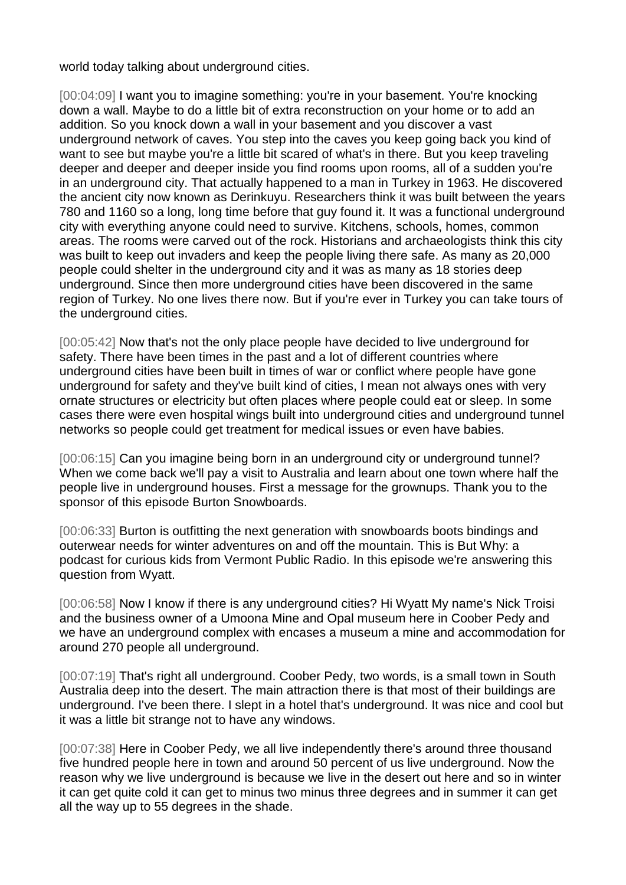world today talking about underground cities.

[00:04:09] I want you to imagine something: you're in your basement. You're knocking down a wall. Maybe to do a little bit of extra reconstruction on your home or to add an addition. So you knock down a wall in your basement and you discover a vast underground network of caves. You step into the caves you keep going back you kind of want to see but maybe you're a little bit scared of what's in there. But you keep traveling deeper and deeper and deeper inside you find rooms upon rooms, all of a sudden you're in an underground city. That actually happened to a man in Turkey in 1963. He discovered the ancient city now known as Derinkuyu. Researchers think it was built between the years 780 and 1160 so a long, long time before that guy found it. It was a functional underground city with everything anyone could need to survive. Kitchens, schools, homes, common areas. The rooms were carved out of the rock. Historians and archaeologists think this city was built to keep out invaders and keep the people living there safe. As many as 20,000 people could shelter in the underground city and it was as many as 18 stories deep underground. Since then more underground cities have been discovered in the same region of Turkey. No one lives there now. But if you're ever in Turkey you can take tours of the underground cities.

[00:05:42] Now that's not the only place people have decided to live underground for safety. There have been times in the past and a lot of different countries where underground cities have been built in times of war or conflict where people have gone underground for safety and they've built kind of cities, I mean not always ones with very ornate structures or electricity but often places where people could eat or sleep. In some cases there were even hospital wings built into underground cities and underground tunnel networks so people could get treatment for medical issues or even have babies.

[00:06:15] Can you imagine being born in an underground city or underground tunnel? When we come back we'll pay a visit to Australia and learn about one town where half the people live in underground houses. First a message for the grownups. Thank you to the sponsor of this episode Burton Snowboards.

[00:06:33] Burton is outfitting the next generation with snowboards boots bindings and outerwear needs for winter adventures on and off the mountain. This is But Why: a podcast for curious kids from Vermont Public Radio. In this episode we're answering this question from Wyatt.

[00:06:58] Now I know if there is any underground cities? Hi Wyatt My name's Nick Troisi and the business owner of a Umoona Mine and Opal museum here in Coober Pedy and we have an underground complex with encases a museum a mine and accommodation for around 270 people all underground.

[00:07:19] That's right all underground. Coober Pedy, two words, is a small town in South Australia deep into the desert. The main attraction there is that most of their buildings are underground. I've been there. I slept in a hotel that's underground. It was nice and cool but it was a little bit strange not to have any windows.

[00:07:38] Here in Coober Pedy, we all live independently there's around three thousand five hundred people here in town and around 50 percent of us live underground. Now the reason why we live underground is because we live in the desert out here and so in winter it can get quite cold it can get to minus two minus three degrees and in summer it can get all the way up to 55 degrees in the shade.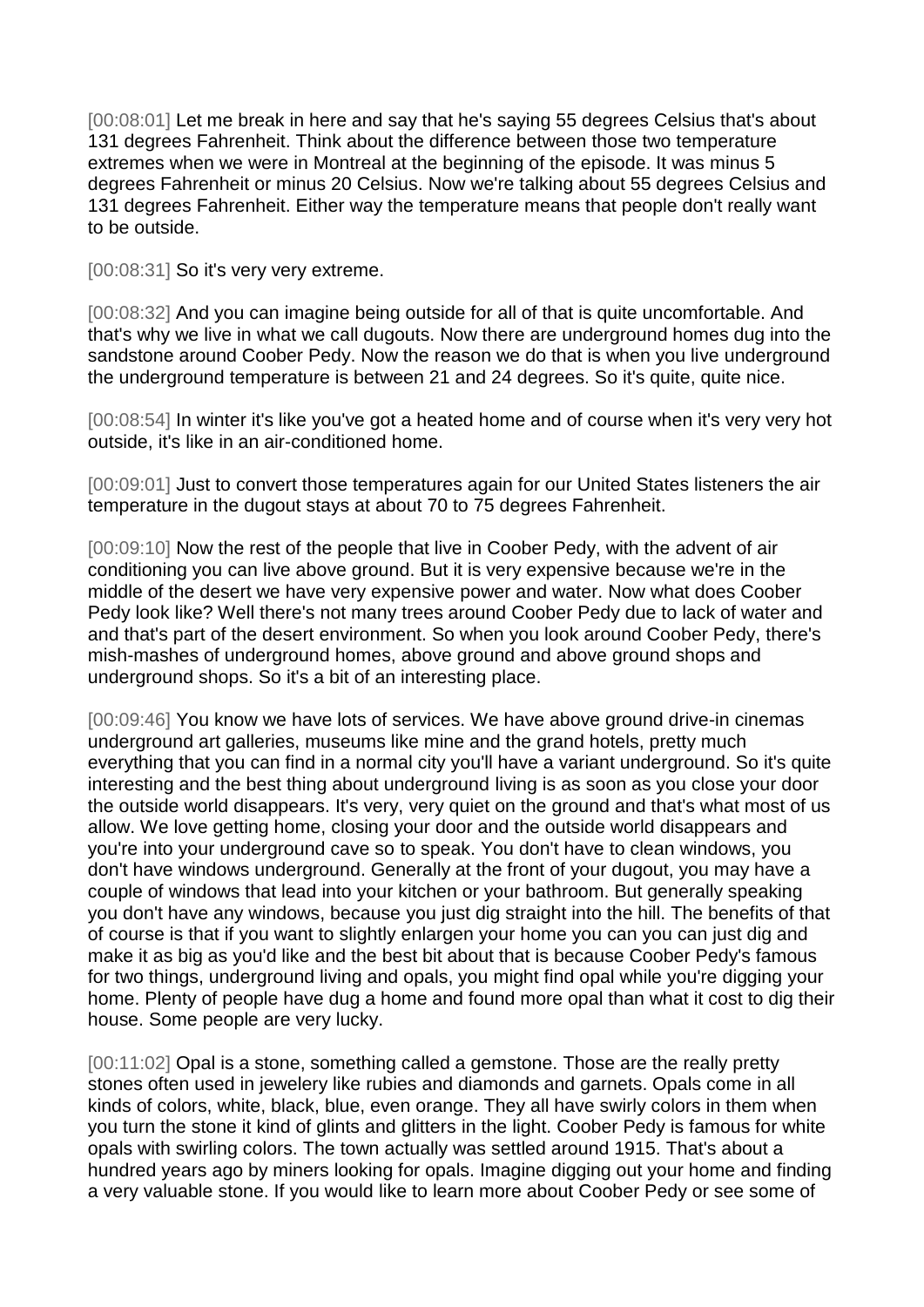[00:08:01] Let me break in here and say that he's saying 55 degrees Celsius that's about 131 degrees Fahrenheit. Think about the difference between those two temperature extremes when we were in Montreal at the beginning of the episode. It was minus 5 degrees Fahrenheit or minus 20 Celsius. Now we're talking about 55 degrees Celsius and 131 degrees Fahrenheit. Either way the temperature means that people don't really want to be outside.

[00:08:31] So it's very very extreme.

[00:08:32] And you can imagine being outside for all of that is quite uncomfortable. And that's why we live in what we call dugouts. Now there are underground homes dug into the sandstone around Coober Pedy. Now the reason we do that is when you live underground the underground temperature is between 21 and 24 degrees. So it's quite, quite nice.

[00:08:54] In winter it's like you've got a heated home and of course when it's very very hot outside, it's like in an air-conditioned home.

[00:09:01] Just to convert those temperatures again for our United States listeners the air temperature in the dugout stays at about 70 to 75 degrees Fahrenheit.

[00:09:10] Now the rest of the people that live in Coober Pedy, with the advent of air conditioning you can live above ground. But it is very expensive because we're in the middle of the desert we have very expensive power and water. Now what does Coober Pedy look like? Well there's not many trees around Coober Pedy due to lack of water and and that's part of the desert environment. So when you look around Coober Pedy, there's mish-mashes of underground homes, above ground and above ground shops and underground shops. So it's a bit of an interesting place.

[00:09:46] You know we have lots of services. We have above ground drive-in cinemas underground art galleries, museums like mine and the grand hotels, pretty much everything that you can find in a normal city you'll have a variant underground. So it's quite interesting and the best thing about underground living is as soon as you close your door the outside world disappears. It's very, very quiet on the ground and that's what most of us allow. We love getting home, closing your door and the outside world disappears and you're into your underground cave so to speak. You don't have to clean windows, you don't have windows underground. Generally at the front of your dugout, you may have a couple of windows that lead into your kitchen or your bathroom. But generally speaking you don't have any windows, because you just dig straight into the hill. The benefits of that of course is that if you want to slightly enlargen your home you can you can just dig and make it as big as you'd like and the best bit about that is because Coober Pedy's famous for two things, underground living and opals, you might find opal while you're digging your home. Plenty of people have dug a home and found more opal than what it cost to dig their house. Some people are very lucky.

[00:11:02] Opal is a stone, something called a gemstone. Those are the really pretty stones often used in jewelery like rubies and diamonds and garnets. Opals come in all kinds of colors, white, black, blue, even orange. They all have swirly colors in them when you turn the stone it kind of glints and glitters in the light. Coober Pedy is famous for white opals with swirling colors. The town actually was settled around 1915. That's about a hundred years ago by miners looking for opals. Imagine digging out your home and finding a very valuable stone. If you would like to learn more about Coober Pedy or see some of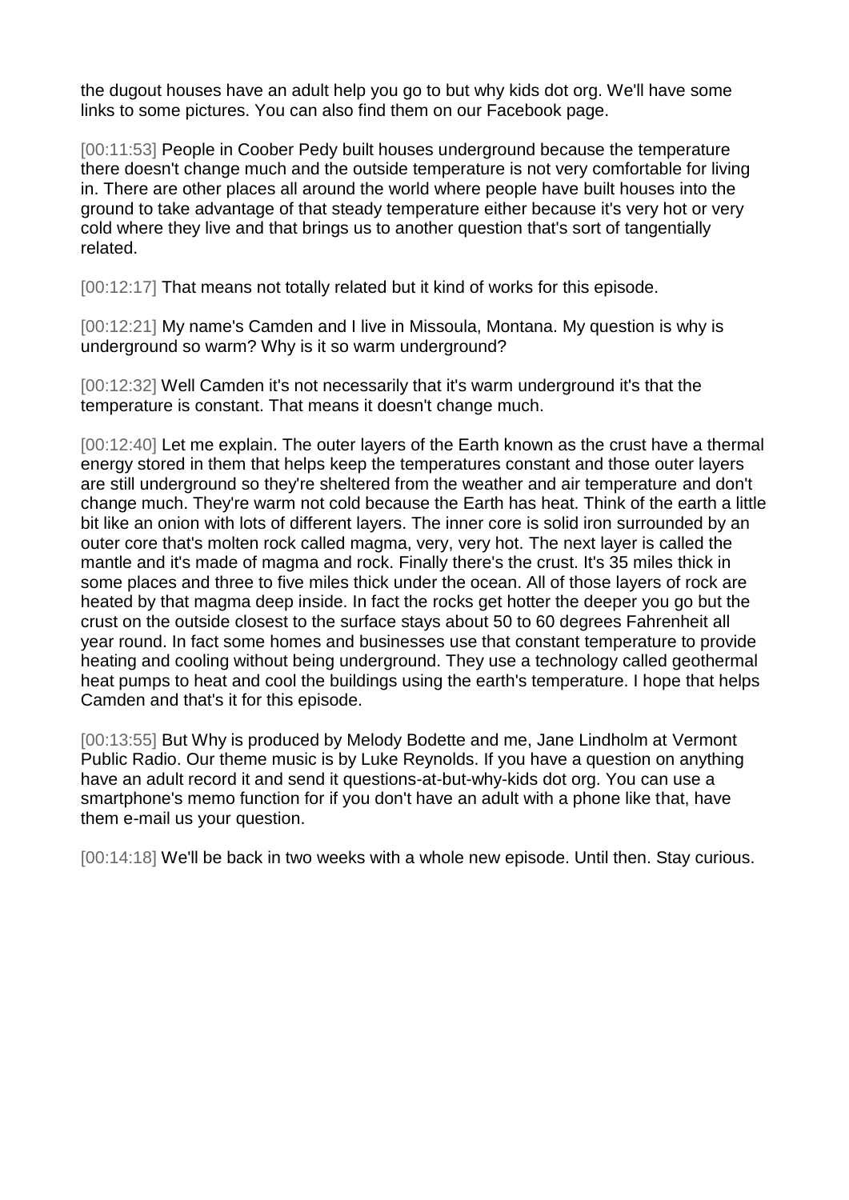the dugout houses have an adult help you go to but why kids dot org. We'll have some links to some pictures. You can also find them on our Facebook page.

[00:11:53] People in Coober Pedy built houses underground because the temperature there doesn't change much and the outside temperature is not very comfortable for living in. There are other places all around the world where people have built houses into the ground to take advantage of that steady temperature either because it's very hot or very cold where they live and that brings us to another question that's sort of tangentially related.

[00:12:17] That means not totally related but it kind of works for this episode.

[00:12:21] My name's Camden and I live in Missoula, Montana. My question is why is underground so warm? Why is it so warm underground?

[00:12:32] Well Camden it's not necessarily that it's warm underground it's that the temperature is constant. That means it doesn't change much.

[00:12:40] Let me explain. The outer layers of the Earth known as the crust have a thermal energy stored in them that helps keep the temperatures constant and those outer layers are still underground so they're sheltered from the weather and air temperature and don't change much. They're warm not cold because the Earth has heat. Think of the earth a little bit like an onion with lots of different layers. The inner core is solid iron surrounded by an outer core that's molten rock called magma, very, very hot. The next layer is called the mantle and it's made of magma and rock. Finally there's the crust. It's 35 miles thick in some places and three to five miles thick under the ocean. All of those layers of rock are heated by that magma deep inside. In fact the rocks get hotter the deeper you go but the crust on the outside closest to the surface stays about 50 to 60 degrees Fahrenheit all year round. In fact some homes and businesses use that constant temperature to provide heating and cooling without being underground. They use a technology called geothermal heat pumps to heat and cool the buildings using the earth's temperature. I hope that helps Camden and that's it for this episode.

[00:13:55] But Why is produced by Melody Bodette and me, Jane Lindholm at Vermont Public Radio. Our theme music is by Luke Reynolds. If you have a question on anything have an adult record it and send it questions-at-but-why-kids dot org. You can use a smartphone's memo function for if you don't have an adult with a phone like that, have them e-mail us your question.

[00:14:18] We'll be back in two weeks with a whole new episode. Until then. Stay curious.